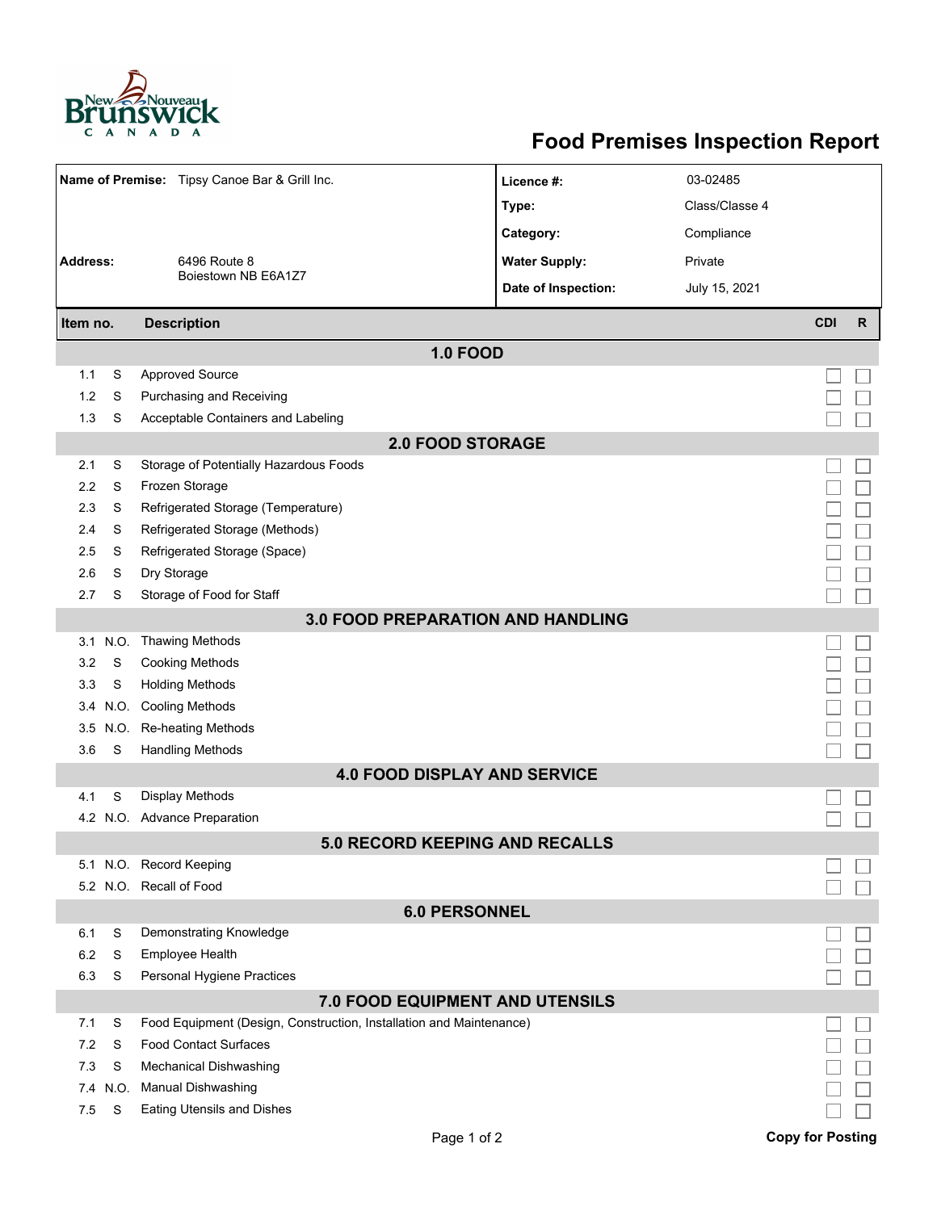# Food Premises Inspection Report

| | | | |
|---|---|---|---|
| **Name of Premise:** | Tipsy Canoe Bar & Grill Inc. | **Licence #:** | 03-02485 |
| | | **Type:** | Class/Classe 4 |
| | | **Category:** | Compliance |
| **Address:** | 6496 Route 8<br>Boiestown NB E6A1Z7 | **Water Supply:** | Private |
| | | **Date of Inspection:** | July 15, 2021 |

| Item no. | | Description | CDI | R |
|---|---|---|---|---|
| **1.0 FOOD** | | | | |
| 1.1 | S | Approved Source | ☐ | ☐ |
| 1.2 | S | Purchasing and Receiving | ☐ | ☐ |
| 1.3 | S | Acceptable Containers and Labeling | ☐ | ☐ |
| **2.0 FOOD STORAGE** | | | | |
| 2.1 | S | Storage of Potentially Hazardous Foods | ☐ | ☐ |
| 2.2 | S | Frozen Storage | ☐ | ☐ |
| 2.3 | S | Refrigerated Storage (Temperature) | ☐ | ☐ |
| 2.4 | S | Refrigerated Storage (Methods) | ☐ | ☐ |
| 2.5 | S | Refrigerated Storage (Space) | ☐ | ☐ |
| 2.6 | S | Dry Storage | ☐ | ☐ |
| 2.7 | S | Storage of Food for Staff | ☐ | ☐ |
| **3.0 FOOD PREPARATION AND HANDLING** | | | | |
| 3.1 | N.O. | Thawing Methods | ☐ | ☐ |
| 3.2 | S | Cooking Methods | ☐ | ☐ |
| 3.3 | S | Holding Methods | ☐ | ☐ |
| 3.4 | N.O. | Cooling Methods | ☐ | ☐ |
| 3.5 | N.O. | Re-heating Methods | ☐ | ☐ |
| 3.6 | S | Handling Methods | ☐ | ☐ |
| **4.0 FOOD DISPLAY AND SERVICE** | | | | |
| 4.1 | S | Display Methods | ☐ | ☐ |
| 4.2 | N.O. | Advance Preparation | ☐ | ☐ |
| **5.0 RECORD KEEPING AND RECALLS** | | | | |
| 5.1 | N.O. | Record Keeping | ☐ | ☐ |
| 5.2 | N.O. | Recall of Food | ☐ | ☐ |
| **6.0 PERSONNEL** | | | | |
| 6.1 | S | Demonstrating Knowledge | ☐ | ☐ |
| 6.2 | S | Employee Health | ☐ | ☐ |
| 6.3 | S | Personal Hygiene Practices | ☐ | ☐ |
| **7.0 FOOD EQUIPMENT AND UTENSILS** | | | | |
| 7.1 | S | Food Equipment (Design, Construction, Installation and Maintenance) | ☐ | ☐ |
| 7.2 | S | Food Contact Surfaces | ☐ | ☐ |
| 7.3 | S | Mechanical Dishwashing | ☐ | ☐ |
| 7.4 | N.O. | Manual Dishwashing | ☐ | ☐ |
| 7.5 | S | Eating Utensils and Dishes | ☐ | ☐ |

**Copy for Posting**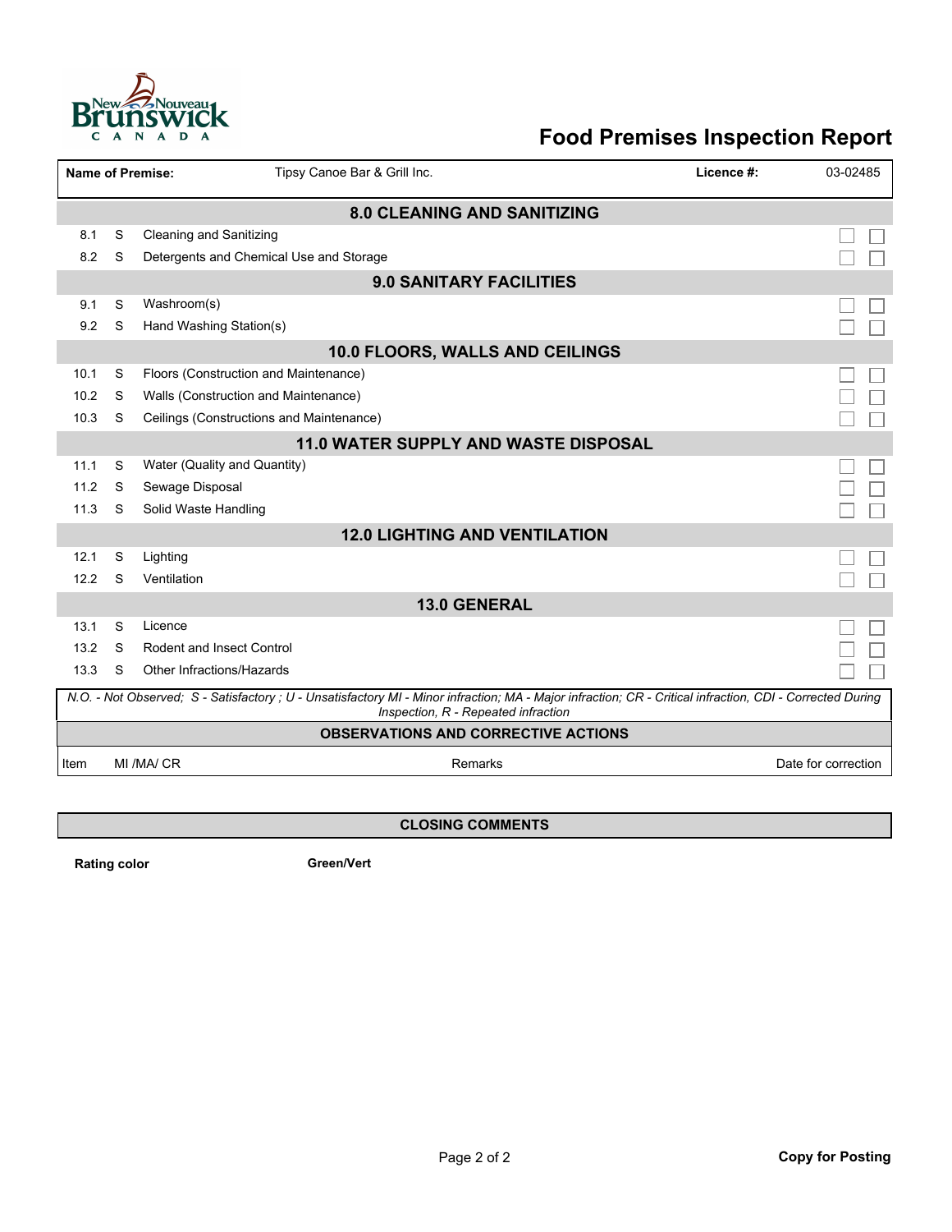# Food Premises Inspection Report

| **Name of Premise:** | Tipsy Canoe Bar & Grill Inc. | **Licence #:** | 03-02485 |
|---|---|---|---|

## 8.0 CLEANING AND SANITIZING

| | | | | |
|---|---|---|---|---|
| 8.1 | S | Cleaning and Sanitizing | ☐ | ☐ |
| 8.2 | S | Detergents and Chemical Use and Storage | ☐ | ☐ |

## 9.0 SANITARY FACILITIES

| | | | | |
|---|---|---|---|---|
| 9.1 | S | Washroom(s) | ☐ | ☐ |
| 9.2 | S | Hand Washing Station(s) | ☐ | ☐ |

## 10.0 FLOORS, WALLS AND CEILINGS

| | | | | |
|---|---|---|---|---|
| 10.1 | S | Floors (Construction and Maintenance) | ☐ | ☐ |
| 10.2 | S | Walls (Construction and Maintenance) | ☐ | ☐ |
| 10.3 | S | Ceilings (Constructions and Maintenance) | ☐ | ☐ |

## 11.0 WATER SUPPLY AND WASTE DISPOSAL

| | | | | |
|---|---|---|---|---|
| 11.1 | S | Water (Quality and Quantity) | ☐ | ☐ |
| 11.2 | S | Sewage Disposal | ☐ | ☐ |
| 11.3 | S | Solid Waste Handling | ☐ | ☐ |

## 12.0 LIGHTING AND VENTILATION

| | | | | |
|---|---|---|---|---|
| 12.1 | S | Lighting | ☐ | ☐ |
| 12.2 | S | Ventilation | ☐ | ☐ |

## 13.0 GENERAL

| | | | | |
|---|---|---|---|---|
| 13.1 | S | Licence | ☐ | ☐ |
| 13.2 | S | Rodent and Insect Control | ☐ | ☐ |
| 13.3 | S | Other Infractions/Hazards | ☐ | ☐ |

*N.O. - Not Observed; S - Satisfactory ; U - Unsatisfactory MI - Minor infraction; MA - Major infraction; CR - Critical infraction, CDI - Corrected During Inspection, R - Repeated infraction*

## OBSERVATIONS AND CORRECTIVE ACTIONS

| Item | MI /MA/ CR | Remarks | Date for correction |
|---|---|---|---|

## CLOSING COMMENTS

**Rating color** **Green/Vert**

**Copy for Posting**